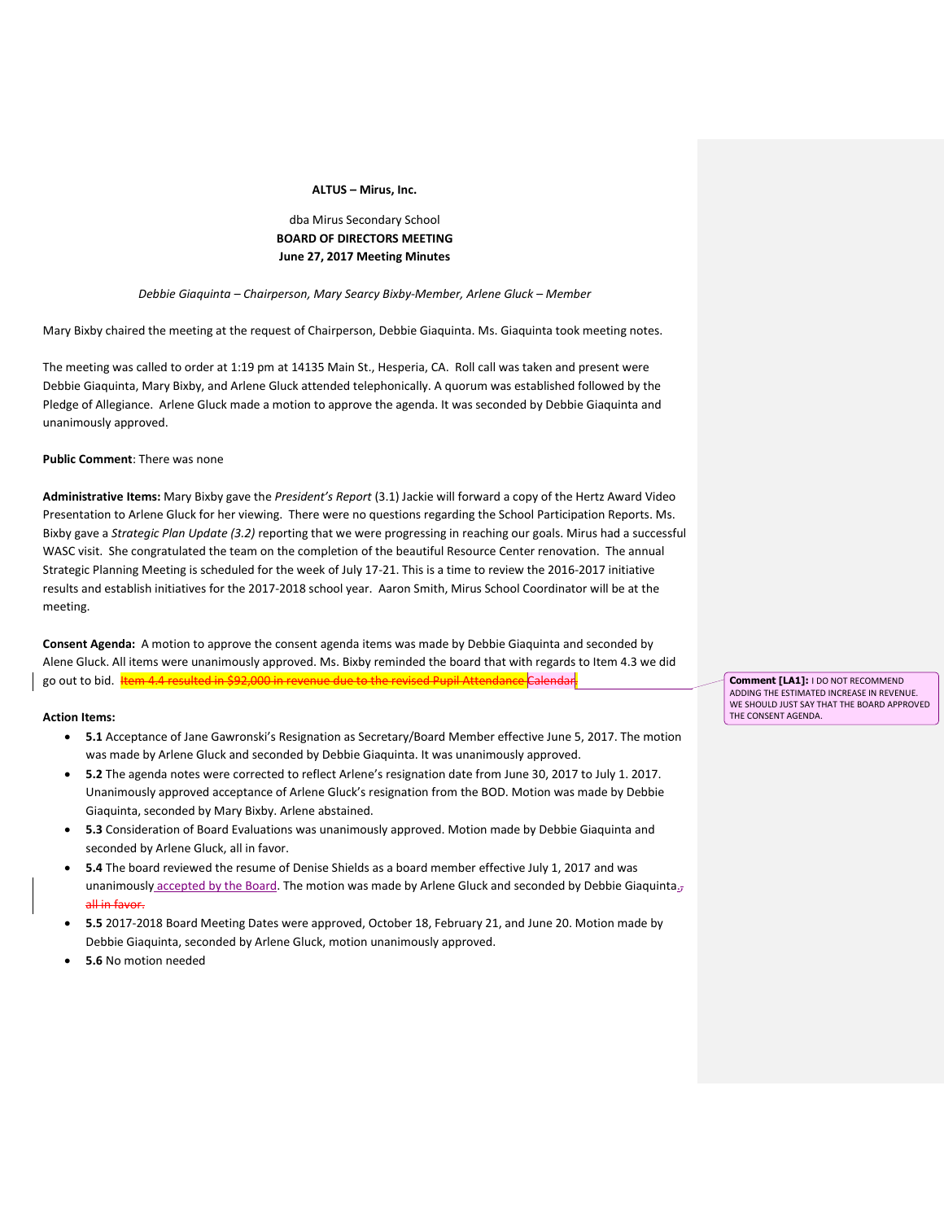**ALTUS – Mirus, Inc.**

dba Mirus Secondary School

**BOARD OF DIRECTORS MEETING**

**June 27, 2017 Meeting Minutes**

*Debbie Giaquinta – Chairperson, Mary Searcy Bixby-Member, Arlene Gluck – Member*

Mary Bixby chaired the meeting at the request of Chairperson, Debbie Giaquinta. Ms. Giaquinta took meeting notes.

The meeting was called to order at 1:19 pm at 14135 Main St., Hesperia, CA. Roll call was taken and present were Debbie Giaquinta, Mary Bixby, and Arlene Gluck attended telephonically. A quorum was established followed by the Pledge of Allegiance. Arlene Gluck made a motion to approve the agenda. It was seconded by Debbie Giaquinta and unanimously approved.

**Public Comment**: There was none

**Administrative Items:** Mary Bixby gave the *President's Report* (3.1) Jackie will forward a copy of the Hertz Award Video Presentation to Arlene Gluck for her viewing. There were no questions regarding the School Participation Reports. Ms. Bixby gave a *Strategic Plan Update (3.2)* reporting that we were progressing in reaching our goals. Mirus had a successful WASC visit. She congratulated the team on the completion of the beautiful Resource Center renovation. The annual Strategic Planning Meeting is scheduled for the week of July 17-21. This is a time to review the 2016-2017 initiative results and establish initiatives for the 2017-2018 school year. Aaron Smith, Mirus School Coordinator will be at the meeting.

**Consent Agenda:** A motion to approve the consent agenda items was made by Debbie Giaquinta and seconded by Alene Gluck. All items were unanimously approved. Ms. Bixby reminded the board that with regards to Item 4.3 we did go out to bid. ~~Item 4.4 resulted in $92,000 in revenue due to the revised Pupil Attendance Calendar.~~

**Comment [LA1]:** I DO NOT RECOMMEND ADDING THE ESTIMATED INCREASE IN REVENUE. WE SHOULD JUST SAY THAT THE BOARD APPROVED THE CONSENT AGENDA.

**Action Items:**

- **5.1** Acceptance of Jane Gawronski's Resignation as Secretary/Board Member effective June 5, 2017. The motion was made by Arlene Gluck and seconded by Debbie Giaquinta. It was unanimously approved.
- **5.2** The agenda notes were corrected to reflect Arlene's resignation date from June 30, 2017 to July 1. 2017. Unanimously approved acceptance of Arlene Gluck's resignation from the BOD. Motion was made by Debbie Giaquinta, seconded by Mary Bixby. Arlene abstained.
- **5.3** Consideration of Board Evaluations was unanimously approved. Motion made by Debbie Giaquinta and seconded by Arlene Gluck, all in favor.
- **5.4** The board reviewed the resume of Denise Shields as a board member effective July 1, 2017 and was unanimously accepted by the Board. The motion was made by Arlene Gluck and seconded by Debbie Giaquinta.~~, all in favor.~~
- **5.5** 2017-2018 Board Meeting Dates were approved, October 18, February 21, and June 20. Motion made by Debbie Giaquinta, seconded by Arlene Gluck, motion unanimously approved.
- **5.6** No motion needed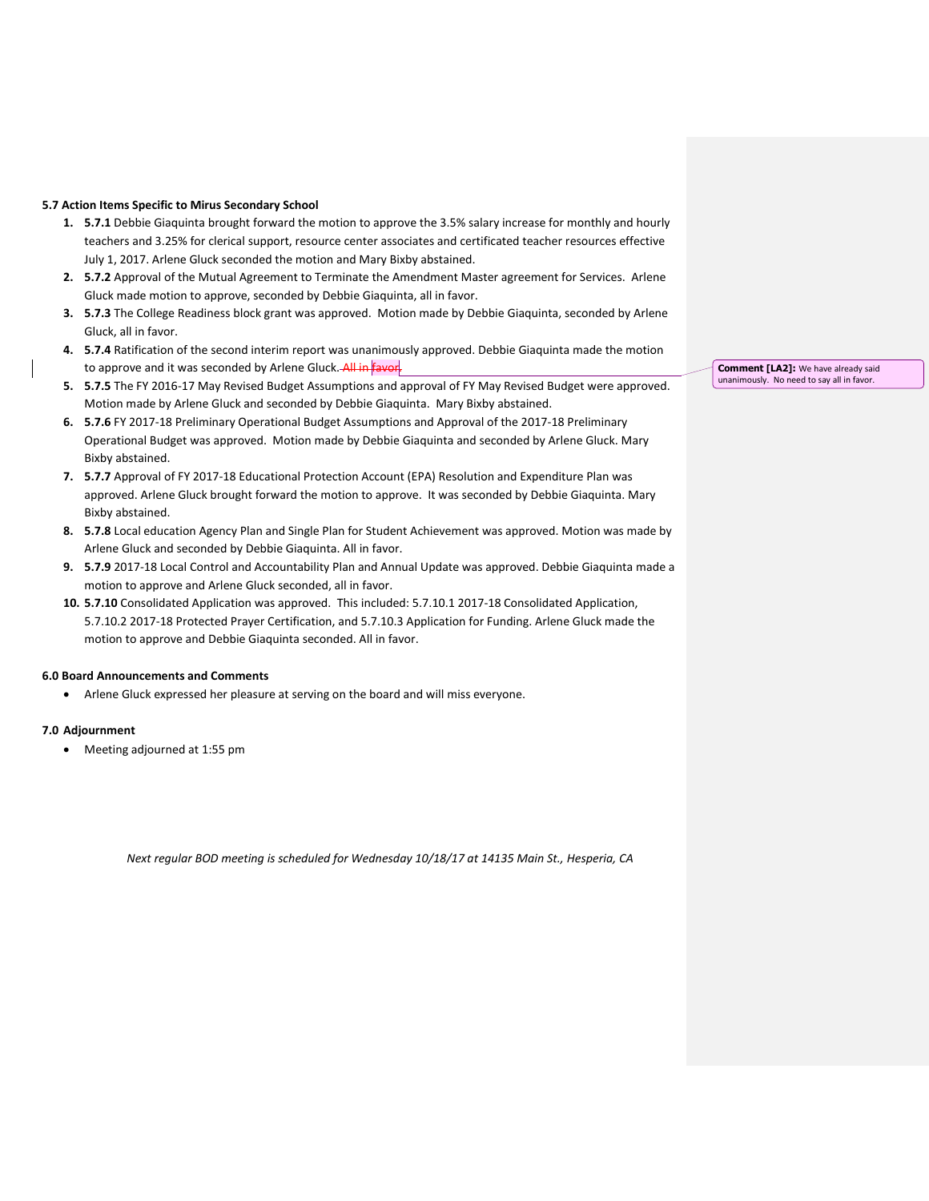**5.7 Action Items Specific to Mirus Secondary School**

1. **5.7.1** Debbie Giaquinta brought forward the motion to approve the 3.5% salary increase for monthly and hourly teachers and 3.25% for clerical support, resource center associates and certificated teacher resources effective July 1, 2017. Arlene Gluck seconded the motion and Mary Bixby abstained.
2. **5.7.2** Approval of the Mutual Agreement to Terminate the Amendment Master agreement for Services. Arlene Gluck made motion to approve, seconded by Debbie Giaquinta, all in favor.
3. **5.7.3** The College Readiness block grant was approved. Motion made by Debbie Giaquinta, seconded by Arlene Gluck, all in favor.
4. **5.7.4** Ratification of the second interim report was unanimously approved. Debbie Giaquinta made the motion to approve and it was seconded by Arlene Gluck. ~~All in favor.~~
5. **5.7.5** The FY 2016-17 May Revised Budget Assumptions and approval of FY May Revised Budget were approved. Motion made by Arlene Gluck and seconded by Debbie Giaquinta. Mary Bixby abstained.
6. **5.7.6** FY 2017-18 Preliminary Operational Budget Assumptions and Approval of the 2017-18 Preliminary Operational Budget was approved. Motion made by Debbie Giaquinta and seconded by Arlene Gluck. Mary Bixby abstained.
7. **5.7.7** Approval of FY 2017-18 Educational Protection Account (EPA) Resolution and Expenditure Plan was approved. Arlene Gluck brought forward the motion to approve. It was seconded by Debbie Giaquinta. Mary Bixby abstained.
8. **5.7.8** Local education Agency Plan and Single Plan for Student Achievement was approved. Motion was made by Arlene Gluck and seconded by Debbie Giaquinta. All in favor.
9. **5.7.9** 2017-18 Local Control and Accountability Plan and Annual Update was approved. Debbie Giaquinta made a motion to approve and Arlene Gluck seconded, all in favor.
10. **5.7.10** Consolidated Application was approved. This included: 5.7.10.1 2017-18 Consolidated Application, 5.7.10.2 2017-18 Protected Prayer Certification, and 5.7.10.3 Application for Funding. Arlene Gluck made the motion to approve and Debbie Giaquinta seconded. All in favor.

**Comment [LA2]:** We have already said unanimously. No need to say all in favor.

**6.0 Board Announcements and Comments**

- Arlene Gluck expressed her pleasure at serving on the board and will miss everyone.

**7.0 Adjournment**

- Meeting adjourned at 1:55 pm

*Next regular BOD meeting is scheduled for Wednesday 10/18/17 at 14135 Main St., Hesperia, CA*